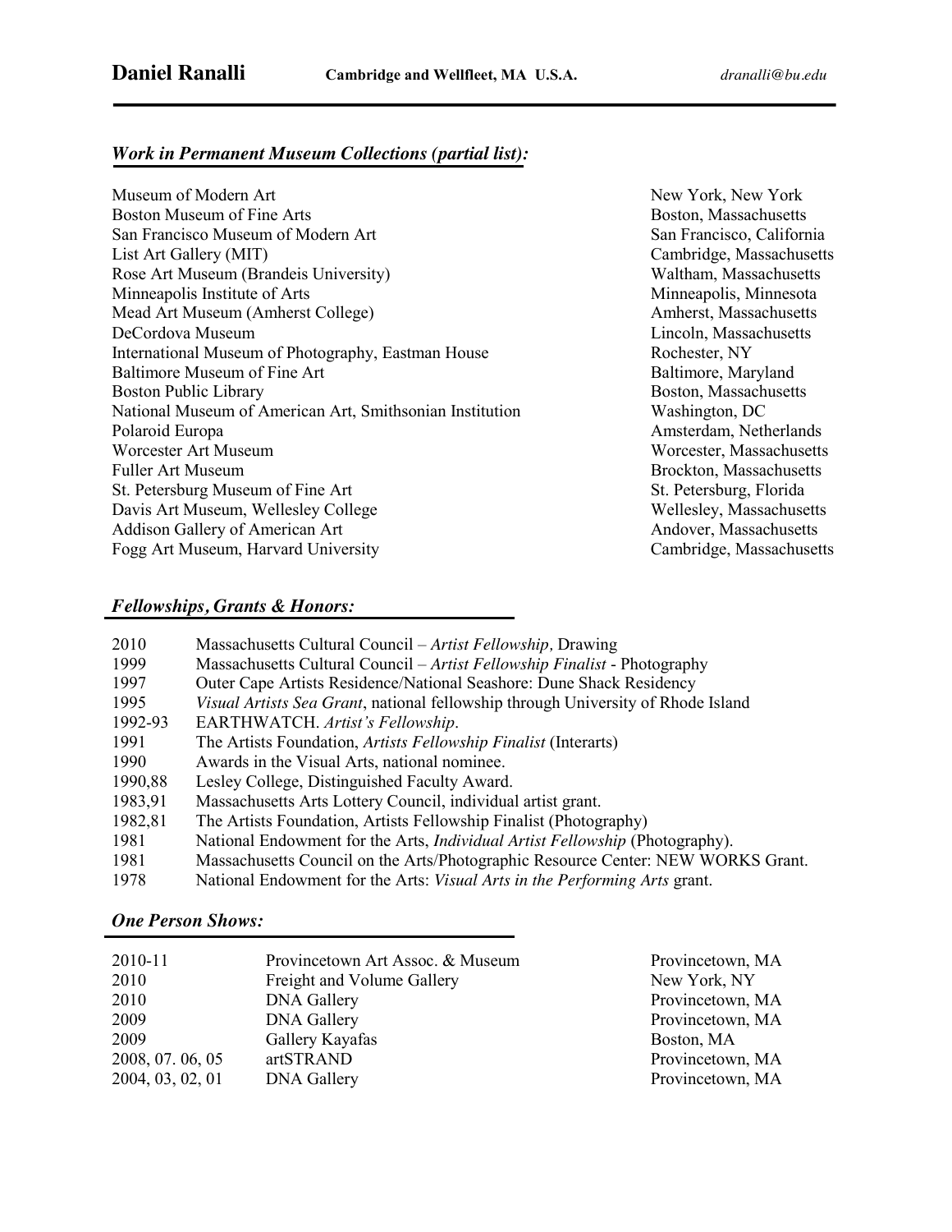# Daniel Ranalli

**Cambridge and Wellfleet, MA U.S.A.** *dranalli@bu.edu*

## *Work in Permanent Museum Collections (partial list):*

| | |
|---|---|
| Museum of Modern Art | New York, New York |
| Boston Museum of Fine Arts | Boston, Massachusetts |
| San Francisco Museum of Modern Art | San Francisco, California |
| List Art Gallery (MIT) | Cambridge, Massachusetts |
| Rose Art Museum (Brandeis University) | Waltham, Massachusetts |
| Minneapolis Institute of Arts | Minneapolis, Minnesota |
| Mead Art Museum (Amherst College) | Amherst, Massachusetts |
| DeCordova Museum | Lincoln, Massachusetts |
| International Museum of Photography, Eastman House | Rochester, NY |
| Baltimore Museum of Fine Art | Baltimore, Maryland |
| Boston Public Library | Boston, Massachusetts |
| National Museum of American Art, Smithsonian Institution | Washington, DC |
| Polaroid Europa | Amsterdam, Netherlands |
| Worcester Art Museum | Worcester, Massachusetts |
| Fuller Art Museum | Brockton, Massachusetts |
| St. Petersburg Museum of Fine Art | St. Petersburg, Florida |
| Davis Art Museum, Wellesley College | Wellesley, Massachusetts |
| Addison Gallery of American Art | Andover, Massachusetts |
| Fogg Art Museum, Harvard University | Cambridge, Massachusetts |

## *Fellowships, Grants & Honors:*

| | |
|---|---|
| 2010 | Massachusetts Cultural Council – *Artist Fellowship,* Drawing |
| 1999 | Massachusetts Cultural Council – *Artist Fellowship Finalist* - Photography |
| 1997 | Outer Cape Artists Residence/National Seashore: Dune Shack Residency |
| 1995 | *Visual Artists Sea Grant*, national fellowship through University of Rhode Island |
| 1992-93 | EARTHWATCH. *Artist's Fellowship*. |
| 1991 | The Artists Foundation, *Artists Fellowship Finalist* (Interarts) |
| 1990 | Awards in the Visual Arts, national nominee. |
| 1990,88 | Lesley College, Distinguished Faculty Award. |
| 1983,91 | Massachusetts Arts Lottery Council, individual artist grant. |
| 1982,81 | The Artists Foundation, Artists Fellowship Finalist (Photography) |
| 1981 | National Endowment for the Arts, *Individual Artist Fellowship* (Photography). |
| 1981 | Massachusetts Council on the Arts/Photographic Resource Center: NEW WORKS Grant. |
| 1978 | National Endowment for the Arts: *Visual Arts in the Performing Arts* grant. |

## *One Person Shows:*

| | | |
|---|---|---|
| 2010-11 | Provincetown Art Assoc. & Museum | Provincetown, MA |
| 2010 | Freight and Volume Gallery | New York, NY |
| 2010 | DNA Gallery | Provincetown, MA |
| 2009 | DNA Gallery | Provincetown, MA |
| 2009 | Gallery Kayafas | Boston, MA |
| 2008, 07. 06, 05 | artSTRAND | Provincetown, MA |
| 2004, 03, 02, 01 | DNA Gallery | Provincetown, MA |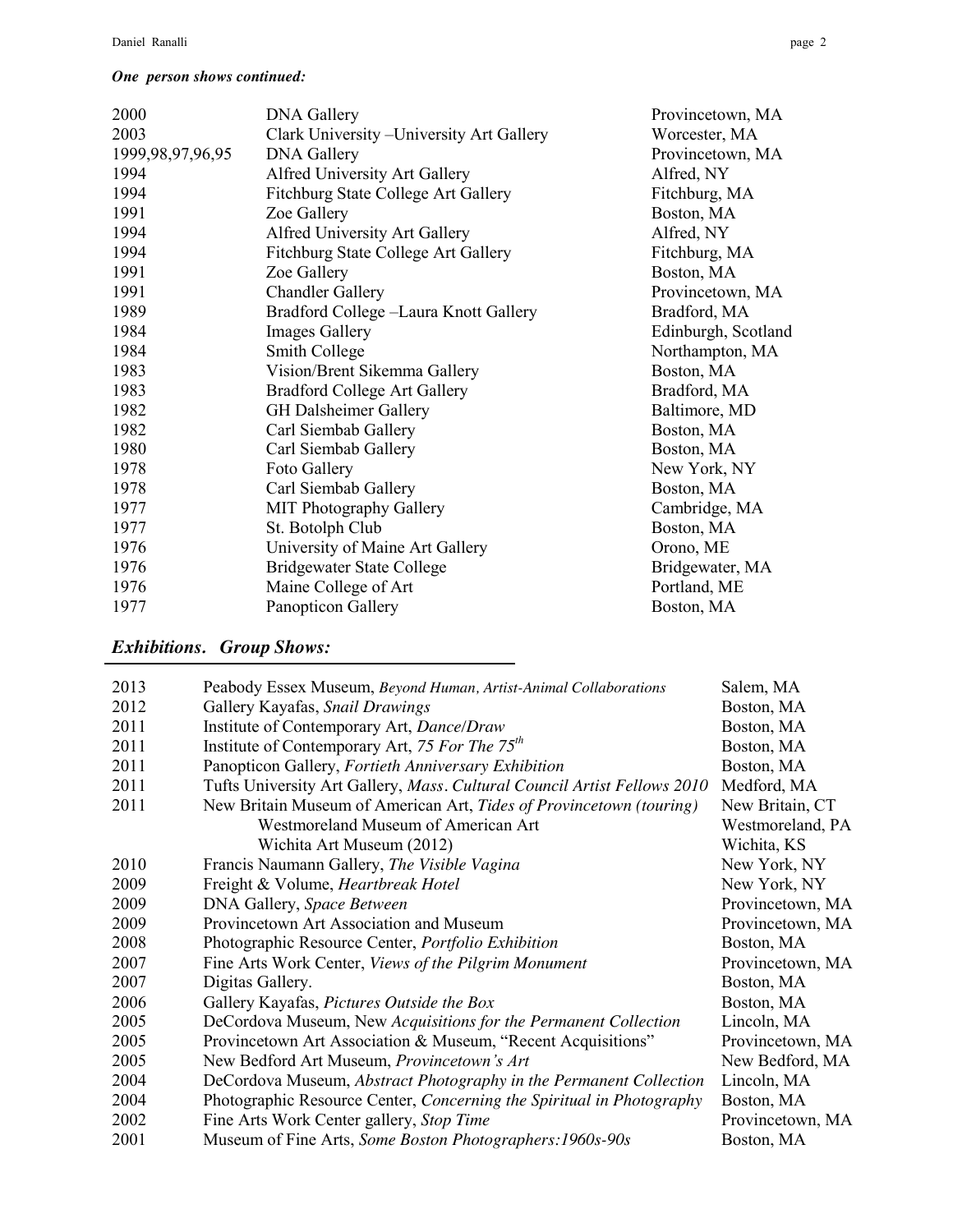***One person shows continued:***

| | | |
|---|---|---|
| 2000 | DNA Gallery | Provincetown, MA |
| 2003 | Clark University –University Art Gallery | Worcester, MA |
| 1999,98,97,96,95 | DNA Gallery | Provincetown, MA |
| 1994 | Alfred University Art Gallery | Alfred, NY |
| 1994 | Fitchburg State College Art Gallery | Fitchburg, MA |
| 1991 | Zoe Gallery | Boston, MA |
| 1994 | Alfred University Art Gallery | Alfred, NY |
| 1994 | Fitchburg State College Art Gallery | Fitchburg, MA |
| 1991 | Zoe Gallery | Boston, MA |
| 1991 | Chandler Gallery | Provincetown, MA |
| 1989 | Bradford College –Laura Knott Gallery | Bradford, MA |
| 1984 | Images Gallery | Edinburgh, Scotland |
| 1984 | Smith College | Northampton, MA |
| 1983 | Vision/Brent Sikemma Gallery | Boston, MA |
| 1983 | Bradford College Art Gallery | Bradford, MA |
| 1982 | GH Dalsheimer Gallery | Baltimore, MD |
| 1982 | Carl Siembab Gallery | Boston, MA |
| 1980 | Carl Siembab Gallery | Boston, MA |
| 1978 | Foto Gallery | New York, NY |
| 1978 | Carl Siembab Gallery | Boston, MA |
| 1977 | MIT Photography Gallery | Cambridge, MA |
| 1977 | St. Botolph Club | Boston, MA |
| 1976 | University of Maine Art Gallery | Orono, ME |
| 1976 | Bridgewater State College | Bridgewater, MA |
| 1976 | Maine College of Art | Portland, ME |
| 1977 | Panopticon Gallery | Boston, MA |

## *Exhibitions. Group Shows:*

| | | |
|---|---|---|
| 2013 | Peabody Essex Museum, *Beyond Human, Artist-Animal Collaborations* | Salem, MA |
| 2012 | Gallery Kayafas, *Snail Drawings* | Boston, MA |
| 2011 | Institute of Contemporary Art, *Dance/Draw* | Boston, MA |
| 2011 | Institute of Contemporary Art, *75 For The 75th* | Boston, MA |
| 2011 | Panopticon Gallery, *Fortieth Anniversary Exhibition* | Boston, MA |
| 2011 | Tufts University Art Gallery, *Mass. Cultural Council Artist Fellows 2010* | Medford, MA |
| 2011 | New Britain Museum of American Art, *Tides of Provincetown (touring)* | New Britain, CT |
| | Westmoreland Museum of American Art | Westmoreland, PA |
| | Wichita Art Museum (2012) | Wichita, KS |
| 2010 | Francis Naumann Gallery, *The Visible Vagina* | New York, NY |
| 2009 | Freight & Volume, *Heartbreak Hotel* | New York, NY |
| 2009 | DNA Gallery, *Space Between* | Provincetown, MA |
| 2009 | Provincetown Art Association and Museum | Provincetown, MA |
| 2008 | Photographic Resource Center, *Portfolio Exhibition* | Boston, MA |
| 2007 | Fine Arts Work Center, *Views of the Pilgrim Monument* | Provincetown, MA |
| 2007 | Digitas Gallery. | Boston, MA |
| 2006 | Gallery Kayafas, *Pictures Outside the Box* | Boston, MA |
| 2005 | DeCordova Museum, New *Acquisitions for the Permanent Collection* | Lincoln, MA |
| 2005 | Provincetown Art Association & Museum, "Recent Acquisitions" | Provincetown, MA |
| 2005 | New Bedford Art Museum, *Provincetown's Art* | New Bedford, MA |
| 2004 | DeCordova Museum, *Abstract Photography in the Permanent Collection* | Lincoln, MA |
| 2004 | Photographic Resource Center, *Concerning the Spiritual in Photography* | Boston, MA |
| 2002 | Fine Arts Work Center gallery, *Stop Time* | Provincetown, MA |
| 2001 | Museum of Fine Arts, *Some Boston Photographers:1960s-90s* | Boston, MA |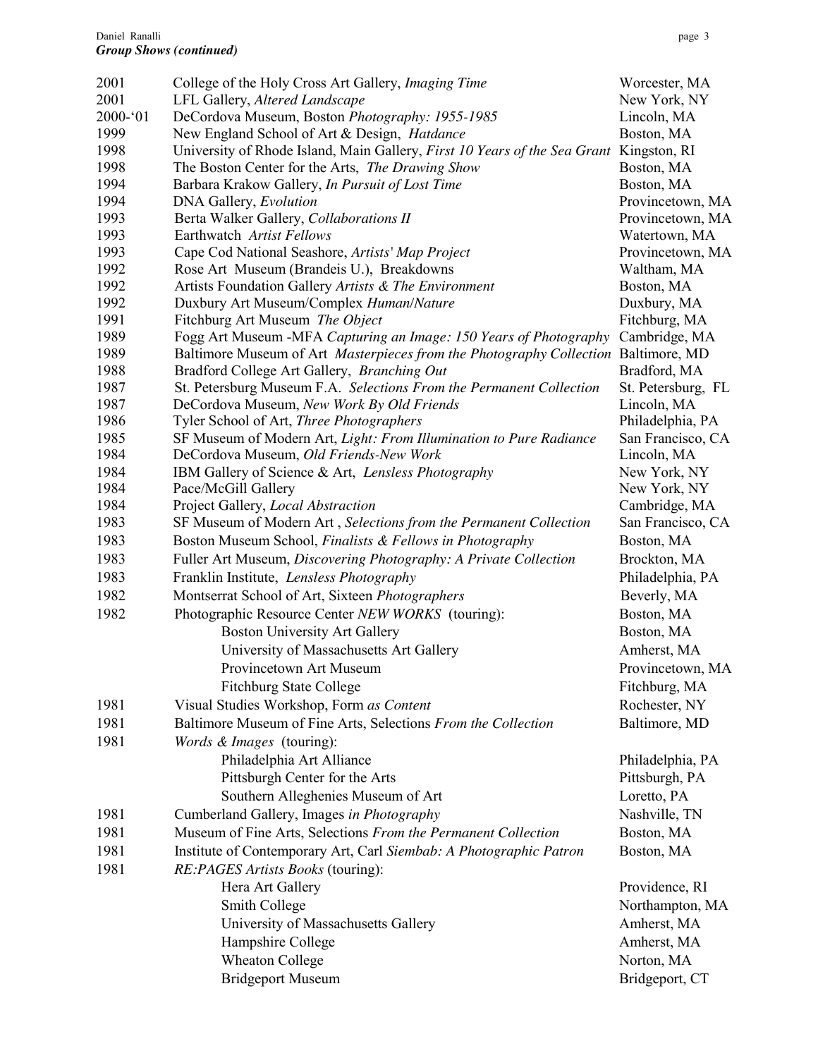## Group Shows (continued)

| Year | Exhibition | Location |
|---|---|---|
| 2001 | College of the Holy Cross Art Gallery, *Imaging Time* | Worcester, MA |
| 2001 | LFL Gallery, *Altered Landscape* | New York, NY |
| 2000-'01 | DeCordova Museum, Boston *Photography: 1955-1985* | Lincoln, MA |
| 1999 | New England School of Art & Design, *Hatdance* | Boston, MA |
| 1998 | University of Rhode Island, Main Gallery, *First 10 Years of the Sea Grant* | Kingston, RI |
| 1998 | The Boston Center for the Arts, *The Drawing Show* | Boston, MA |
| 1994 | Barbara Krakow Gallery, *In Pursuit of Lost Time* | Boston, MA |
| 1994 | DNA Gallery, *Evolution* | Provincetown, MA |
| 1993 | Berta Walker Gallery, *Collaborations II* | Provincetown, MA |
| 1993 | Earthwatch *Artist Fellows* | Watertown, MA |
| 1993 | Cape Cod National Seashore, *Artists' Map Project* | Provincetown, MA |
| 1992 | Rose Art Museum (Brandeis U.), Breakdowns | Waltham, MA |
| 1992 | Artists Foundation Gallery *Artists & The Environment* | Boston, MA |
| 1992 | Duxbury Art Museum/Complex *Human/Nature* | Duxbury, MA |
| 1991 | Fitchburg Art Museum *The Object* | Fitchburg, MA |
| 1989 | Fogg Art Museum -MFA *Capturing an Image: 150 Years of Photography* | Cambridge, MA |
| 1989 | Baltimore Museum of Art *Masterpieces from the Photography Collection* | Baltimore, MD |
| 1988 | Bradford College Art Gallery, *Branching Out* | Bradford, MA |
| 1987 | St. Petersburg Museum F.A. *Selections From the Permanent Collection* | St. Petersburg, FL |
| 1987 | DeCordova Museum, *New Work By Old Friends* | Lincoln, MA |
| 1986 | Tyler School of Art, *Three Photographers* | Philadelphia, PA |
| 1985 | SF Museum of Modern Art, *Light: From Illumination to Pure Radiance* | San Francisco, CA |
| 1984 | DeCordova Museum, *Old Friends-New Work* | Lincoln, MA |
| 1984 | IBM Gallery of Science & Art, *Lensless Photography* | New York, NY |
| 1984 | Pace/McGill Gallery | New York, NY |
| 1984 | Project Gallery, *Local Abstraction* | Cambridge, MA |
| 1983 | SF Museum of Modern Art , *Selections from the Permanent Collection* | San Francisco, CA |
| 1983 | Boston Museum School, *Finalists & Fellows in Photography* | Boston, MA |
| 1983 | Fuller Art Museum, *Discovering Photography: A Private Collection* | Brockton, MA |
| 1983 | Franklin Institute, *Lensless Photography* | Philadelphia, PA |
| 1982 | Montserrat School of Art, Sixteen *Photographers* | Beverly, MA |
| 1982 | Photographic Resource Center *NEW WORKS* (touring): | Boston, MA |
| | Boston University Art Gallery | Boston, MA |
| | University of Massachusetts Art Gallery | Amherst, MA |
| | Provincetown Art Museum | Provincetown, MA |
| | Fitchburg State College | Fitchburg, MA |
| 1981 | Visual Studies Workshop, Form *as Content* | Rochester, NY |
| 1981 | Baltimore Museum of Fine Arts, Selections *From the Collection* | Baltimore, MD |
| 1981 | *Words & Images* (touring): | |
| | Philadelphia Art Alliance | Philadelphia, PA |
| | Pittsburgh Center for the Arts | Pittsburgh, PA |
| | Southern Alleghenies Museum of Art | Loretto, PA |
| 1981 | Cumberland Gallery, Images *in Photography* | Nashville, TN |
| 1981 | Museum of Fine Arts, Selections *From the Permanent Collection* | Boston, MA |
| 1981 | Institute of Contemporary Art, Carl *Siembab: A Photographic Patron* | Boston, MA |
| 1981 | *RE:PAGES Artists Books* (touring): | |
| | Hera Art Gallery | Providence, RI |
| | Smith College | Northampton, MA |
| | University of Massachusetts Gallery | Amherst, MA |
| | Hampshire College | Amherst, MA |
| | Wheaton College | Norton, MA |
| | Bridgeport Museum | Bridgeport, CT |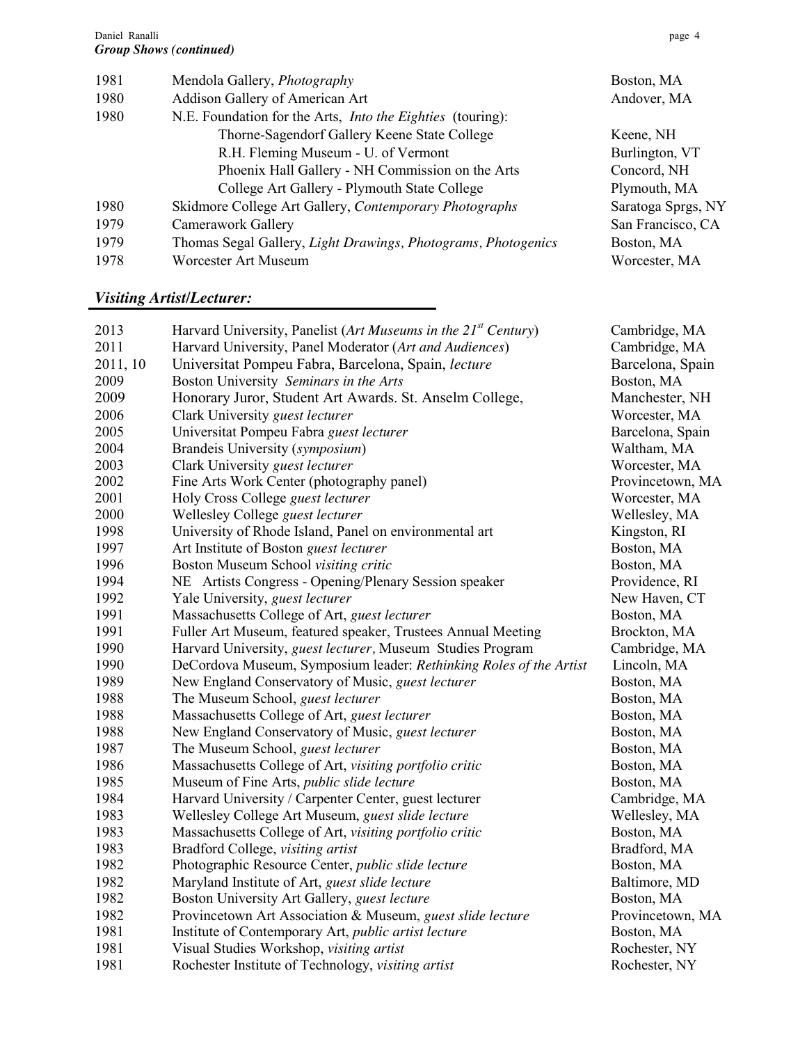*Group Shows (continued)*

| | | |
|---|---|---|
| 1981 | Mendola Gallery, *Photography* | Boston, MA |
| 1980 | Addison Gallery of American Art | Andover, MA |
| 1980 | N.E. Foundation for the Arts, *Into the Eighties* (touring): | |
| | Thorne-Sagendorf Gallery Keene State College | Keene, NH |
| | R.H. Fleming Museum - U. of Vermont | Burlington, VT |
| | Phoenix Hall Gallery - NH Commission on the Arts | Concord, NH |
| | College Art Gallery - Plymouth State College | Plymouth, MA |
| 1980 | Skidmore College Art Gallery, *Contemporary Photographs* | Saratoga Sprgs, NY |
| 1979 | Camerawork Gallery | San Francisco, CA |
| 1979 | Thomas Segal Gallery, *Light Drawings, Photograms, Photogenics* | Boston, MA |
| 1978 | Worcester Art Museum | Worcester, MA |

## *Visiting Artist/Lecturer:*

| | | |
|---|---|---|
| 2013 | Harvard University, Panelist (*Art Museums in the 21st Century*) | Cambridge, MA |
| 2011 | Harvard University, Panel Moderator (*Art and Audiences*) | Cambridge, MA |
| 2011, 10 | Universitat Pompeu Fabra, Barcelona, Spain, *lecture* | Barcelona, Spain |
| 2009 | Boston University *Seminars in the Arts* | Boston, MA |
| 2009 | Honorary Juror, Student Art Awards. St. Anselm College, | Manchester, NH |
| 2006 | Clark University *guest lecturer* | Worcester, MA |
| 2005 | Universitat Pompeu Fabra *guest lecturer* | Barcelona, Spain |
| 2004 | Brandeis University (*symposium*) | Waltham, MA |
| 2003 | Clark University *guest lecturer* | Worcester, MA |
| 2002 | Fine Arts Work Center (photography panel) | Provincetown, MA |
| 2001 | Holy Cross College *guest lecturer* | Worcester, MA |
| 2000 | Wellesley College *guest lecturer* | Wellesley, MA |
| 1998 | University of Rhode Island, Panel on environmental art | Kingston, RI |
| 1997 | Art Institute of Boston *guest lecturer* | Boston, MA |
| 1996 | Boston Museum School *visiting critic* | Boston, MA |
| 1994 | NE Artists Congress - Opening/Plenary Session speaker | Providence, RI |
| 1992 | Yale University, *guest lecturer* | New Haven, CT |
| 1991 | Massachusetts College of Art, *guest lecturer* | Boston, MA |
| 1991 | Fuller Art Museum, featured speaker, Trustees Annual Meeting | Brockton, MA |
| 1990 | Harvard University, *guest lecturer*, Museum Studies Program | Cambridge, MA |
| 1990 | DeCordova Museum, Symposium leader: *Rethinking Roles of the Artist* | Lincoln, MA |
| 1989 | New England Conservatory of Music, *guest lecturer* | Boston, MA |
| 1988 | The Museum School, *guest lecturer* | Boston, MA |
| 1988 | Massachusetts College of Art, *guest lecturer* | Boston, MA |
| 1988 | New England Conservatory of Music, *guest lecturer* | Boston, MA |
| 1987 | The Museum School, *guest lecturer* | Boston, MA |
| 1986 | Massachusetts College of Art, *visiting portfolio critic* | Boston, MA |
| 1985 | Museum of Fine Arts, *public slide lecture* | Boston, MA |
| 1984 | Harvard University / Carpenter Center, guest lecturer | Cambridge, MA |
| 1983 | Wellesley College Art Museum, *guest slide lecture* | Wellesley, MA |
| 1983 | Massachusetts College of Art, *visiting portfolio critic* | Boston, MA |
| 1983 | Bradford College, *visiting artist* | Bradford, MA |
| 1982 | Photographic Resource Center, *public slide lecture* | Boston, MA |
| 1982 | Maryland Institute of Art, *guest slide lecture* | Baltimore, MD |
| 1982 | Boston University Art Gallery, *guest lecture* | Boston, MA |
| 1982 | Provincetown Art Association & Museum, *guest slide lecture* | Provincetown, MA |
| 1981 | Institute of Contemporary Art, *public artist lecture* | Boston, MA |
| 1981 | Visual Studies Workshop, *visiting artist* | Rochester, NY |
| 1981 | Rochester Institute of Technology, *visiting artist* | Rochester, NY |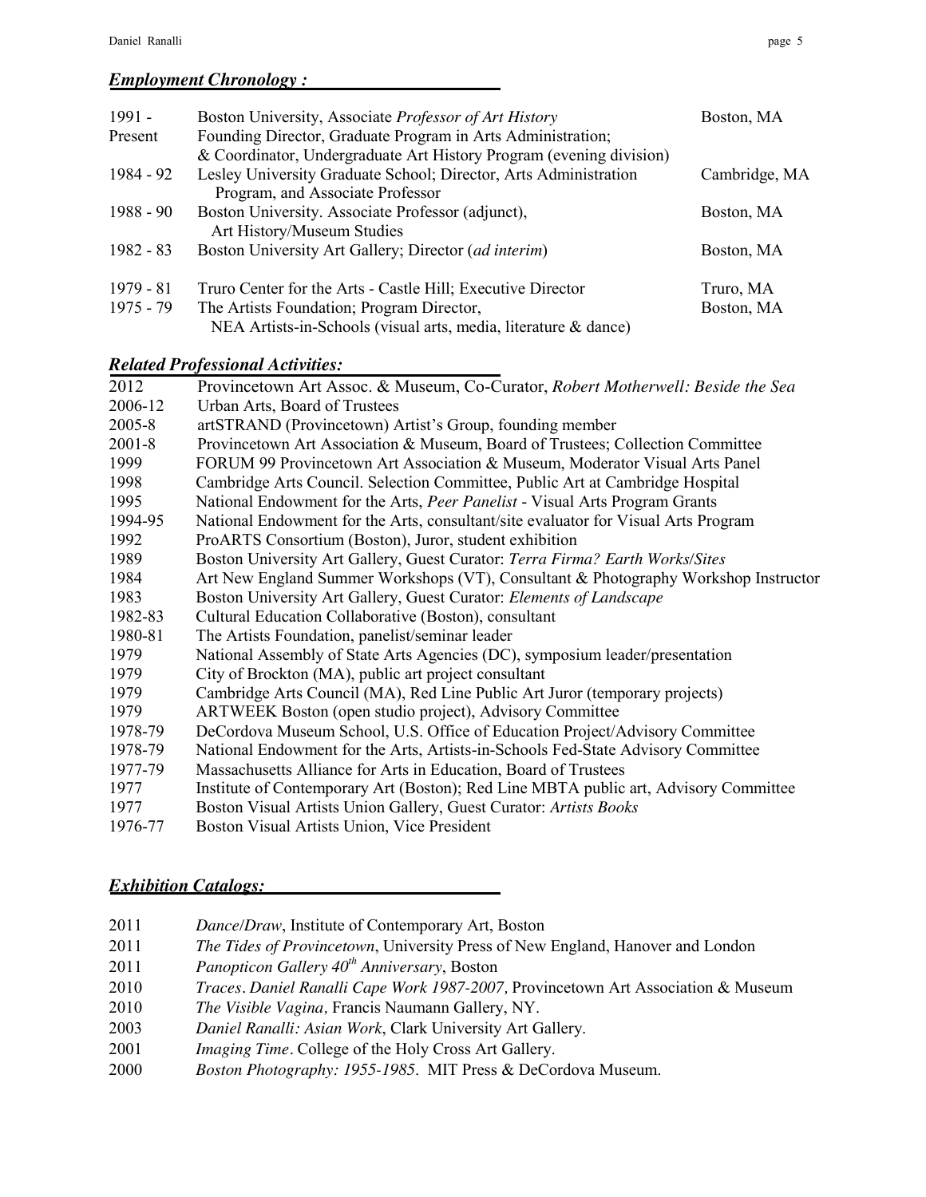## ***Employment Chronology :***

| | | |
|---|---|---|
| 1991 - Present | Boston University, Associate *Professor of Art History* Founding Director, Graduate Program in Arts Administration; & Coordinator, Undergraduate Art History Program (evening division) | Boston, MA |
| 1984 - 92 | Lesley University Graduate School; Director, Arts Administration Program, and Associate Professor | Cambridge, MA |
| 1988 - 90 | Boston University. Associate Professor (adjunct), Art History/Museum Studies | Boston, MA |
| 1982 - 83 | Boston University Art Gallery; Director (*ad interim*) | Boston, MA |
| 1979 - 81 | Truro Center for the Arts - Castle Hill; Executive Director | Truro, MA |
| 1975 - 79 | The Artists Foundation; Program Director, NEA Artists-in-Schools (visual arts, media, literature & dance) | Boston, MA |

## ***Related Professional Activities:***

| | |
|---|---|
| 2012 | Provincetown Art Assoc. & Museum, Co-Curator, *Robert Motherwell: Beside the Sea* |
| 2006-12 | Urban Arts, Board of Trustees |
| 2005-8 | artSTRAND (Provincetown) Artist's Group, founding member |
| 2001-8 | Provincetown Art Association & Museum, Board of Trustees; Collection Committee |
| 1999 | FORUM 99 Provincetown Art Association & Museum, Moderator Visual Arts Panel |
| 1998 | Cambridge Arts Council. Selection Committee, Public Art at Cambridge Hospital |
| 1995 | National Endowment for the Arts, *Peer Panelist* - Visual Arts Program Grants |
| 1994-95 | National Endowment for the Arts, consultant/site evaluator for Visual Arts Program |
| 1992 | ProARTS Consortium (Boston), Juror, student exhibition |
| 1989 | Boston University Art Gallery, Guest Curator: *Terra Firma? Earth Works/Sites* |
| 1984 | Art New England Summer Workshops (VT), Consultant & Photography Workshop Instructor |
| 1983 | Boston University Art Gallery, Guest Curator: *Elements of Landscape* |
| 1982-83 | Cultural Education Collaborative (Boston), consultant |
| 1980-81 | The Artists Foundation, panelist/seminar leader |
| 1979 | National Assembly of State Arts Agencies (DC), symposium leader/presentation |
| 1979 | City of Brockton (MA), public art project consultant |
| 1979 | Cambridge Arts Council (MA), Red Line Public Art Juror (temporary projects) |
| 1979 | ARTWEEK Boston (open studio project), Advisory Committee |
| 1978-79 | DeCordova Museum School, U.S. Office of Education Project/Advisory Committee |
| 1978-79 | National Endowment for the Arts, Artists-in-Schools Fed-State Advisory Committee |
| 1977-79 | Massachusetts Alliance for Arts in Education, Board of Trustees |
| 1977 | Institute of Contemporary Art (Boston); Red Line MBTA public art, Advisory Committee |
| 1977 | Boston Visual Artists Union Gallery, Guest Curator: *Artists Books* |
| 1976-77 | Boston Visual Artists Union, Vice President |

## ***Exhibition Catalogs:***

| | |
|---|---|
| 2011 | *Dance/Draw*, Institute of Contemporary Art, Boston |
| 2011 | *The Tides of Provincetown*, University Press of New England, Hanover and London |
| 2011 | *Panopticon Gallery 40th Anniversary*, Boston |
| 2010 | *Traces. Daniel Ranalli Cape Work 1987-2007,* Provincetown Art Association & Museum |
| 2010 | *The Visible Vagina,* Francis Naumann Gallery, NY. |
| 2003 | *Daniel Ranalli: Asian Work*, Clark University Art Gallery. |
| 2001 | *Imaging Time*. College of the Holy Cross Art Gallery. |
| 2000 | *Boston Photography: 1955-1985*. MIT Press & DeCordova Museum. |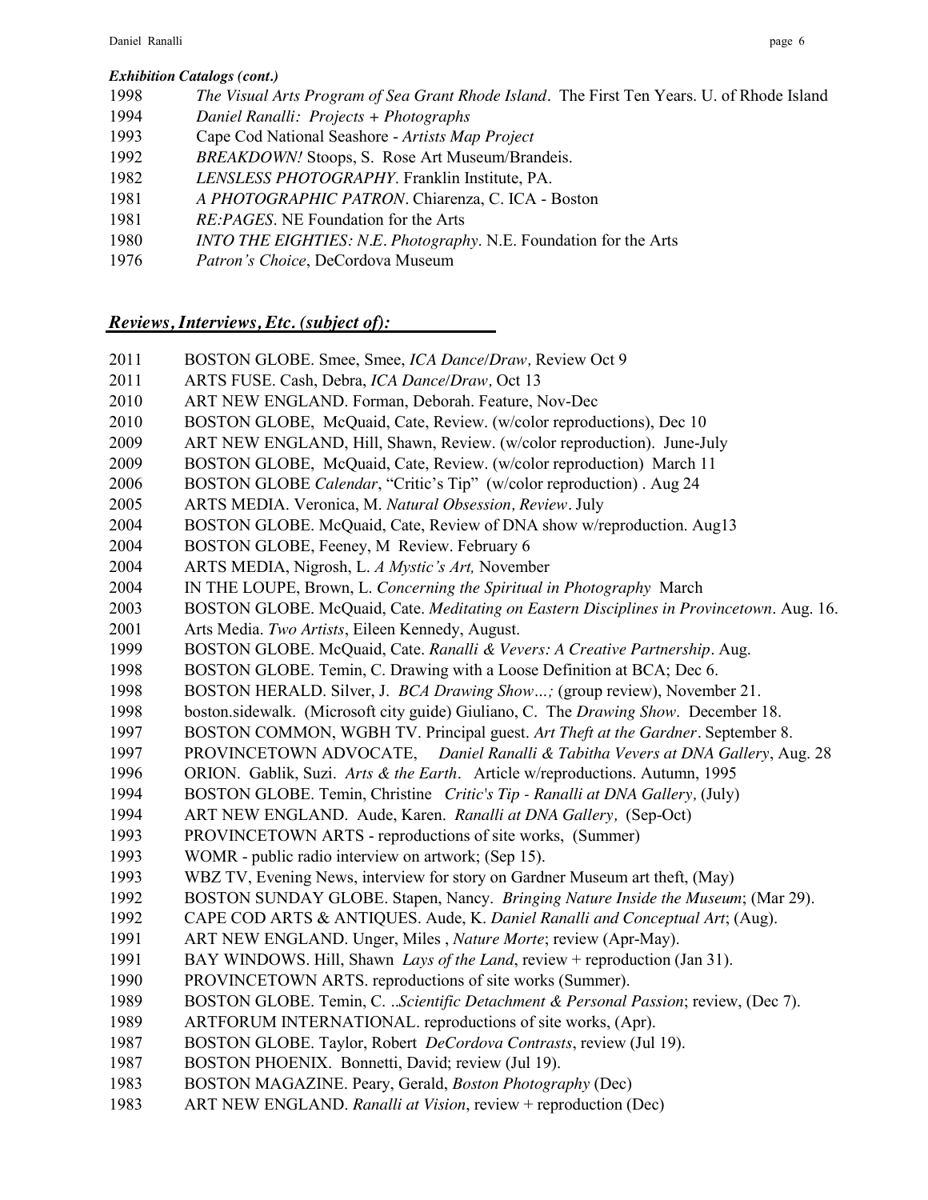*Exhibition Catalogs (cont.)*

1998 *The Visual Arts Program of Sea Grant Rhode Island*. The First Ten Years. U. of Rhode Island
1994 *Daniel Ranalli: Projects + Photographs*
1993 Cape Cod National Seashore - *Artists Map Project*
1992 *BREAKDOWN!* Stoops, S. Rose Art Museum/Brandeis.
1982 *LENSLESS PHOTOGRAPHY*. Franklin Institute, PA.
1981 *A PHOTOGRAPHIC PATRON*. Chiarenza, C. ICA - Boston
1981 *RE:PAGES*. NE Foundation for the Arts
1980 *INTO THE EIGHTIES: N.E. Photography*. N.E. Foundation for the Arts
1976 *Patron's Choice*, DeCordova Museum

## ***Reviews, Interviews, Etc. (subject of):***

2011 BOSTON GLOBE. Smee, Smee, *ICA Dance/Draw,* Review Oct 9
2011 ARTS FUSE. Cash, Debra, *ICA Dance/Draw,* Oct 13
2010 ART NEW ENGLAND. Forman, Deborah. Feature, Nov-Dec
2010 BOSTON GLOBE, McQuaid, Cate, Review. (w/color reproductions), Dec 10
2009 ART NEW ENGLAND, Hill, Shawn, Review. (w/color reproduction). June-July
2009 BOSTON GLOBE, McQuaid, Cate, Review. (w/color reproduction) March 11
2006 BOSTON GLOBE *Calendar*, "Critic's Tip" (w/color reproduction) . Aug 24
2005 ARTS MEDIA. Veronica, M. *Natural Obsession, Review*. July
2004 BOSTON GLOBE. McQuaid, Cate, Review of DNA show w/reproduction. Aug13
2004 BOSTON GLOBE, Feeney, M Review. February 6
2004 ARTS MEDIA, Nigrosh, L. *A Mystic's Art,* November
2004 IN THE LOUPE, Brown, L. *Concerning the Spiritual in Photography* March
2003 BOSTON GLOBE. McQuaid, Cate. *Meditating on Eastern Disciplines in Provincetown*. Aug. 16.
2001 Arts Media. *Two Artists*, Eileen Kennedy, August.
1999 BOSTON GLOBE. McQuaid, Cate. *Ranalli & Vevers: A Creative Partnership*. Aug.
1998 BOSTON GLOBE. Temin, C. Drawing with a Loose Definition at BCA; Dec 6.
1998 BOSTON HERALD. Silver, J. *BCA Drawing Show…;* (group review), November 21.
1998 boston.sidewalk. (Microsoft city guide) Giuliano, C. The *Drawing Show*. December 18.
1997 BOSTON COMMON, WGBH TV. Principal guest. *Art Theft at the Gardner*. September 8.
1997 PROVINCETOWN ADVOCATE, *Daniel Ranalli & Tabitha Vevers at DNA Gallery*, Aug. 28
1996 ORION. Gablik, Suzi. *Arts & the Earth*. Article w/reproductions. Autumn, 1995
1994 BOSTON GLOBE. Temin, Christine *Critic's Tip - Ranalli at DNA Gallery,* (July)
1994 ART NEW ENGLAND. Aude, Karen. *Ranalli at DNA Gallery,* (Sep-Oct)
1993 PROVINCETOWN ARTS - reproductions of site works, (Summer)
1993 WOMR - public radio interview on artwork; (Sep 15).
1993 WBZ TV, Evening News, interview for story on Gardner Museum art theft, (May)
1992 BOSTON SUNDAY GLOBE. Stapen, Nancy. *Bringing Nature Inside the Museum*; (Mar 29).
1992 CAPE COD ARTS & ANTIQUES. Aude, K. *Daniel Ranalli and Conceptual Art*; (Aug).
1991 ART NEW ENGLAND. Unger, Miles , *Nature Morte*; review (Apr-May).
1991 BAY WINDOWS. Hill, Shawn *Lays of the Land*, review + reproduction (Jan 31).
1990 PROVINCETOWN ARTS. reproductions of site works (Summer).
1989 BOSTON GLOBE. Temin, C. *..Scientific Detachment & Personal Passion*; review, (Dec 7).
1989 ARTFORUM INTERNATIONAL. reproductions of site works, (Apr).
1987 BOSTON GLOBE. Taylor, Robert *DeCordova Contrasts*, review (Jul 19).
1987 BOSTON PHOENIX. Bonnetti, David; review (Jul 19).
1983 BOSTON MAGAZINE. Peary, Gerald, *Boston Photography* (Dec)
1983 ART NEW ENGLAND. *Ranalli at Vision*, review + reproduction (Dec)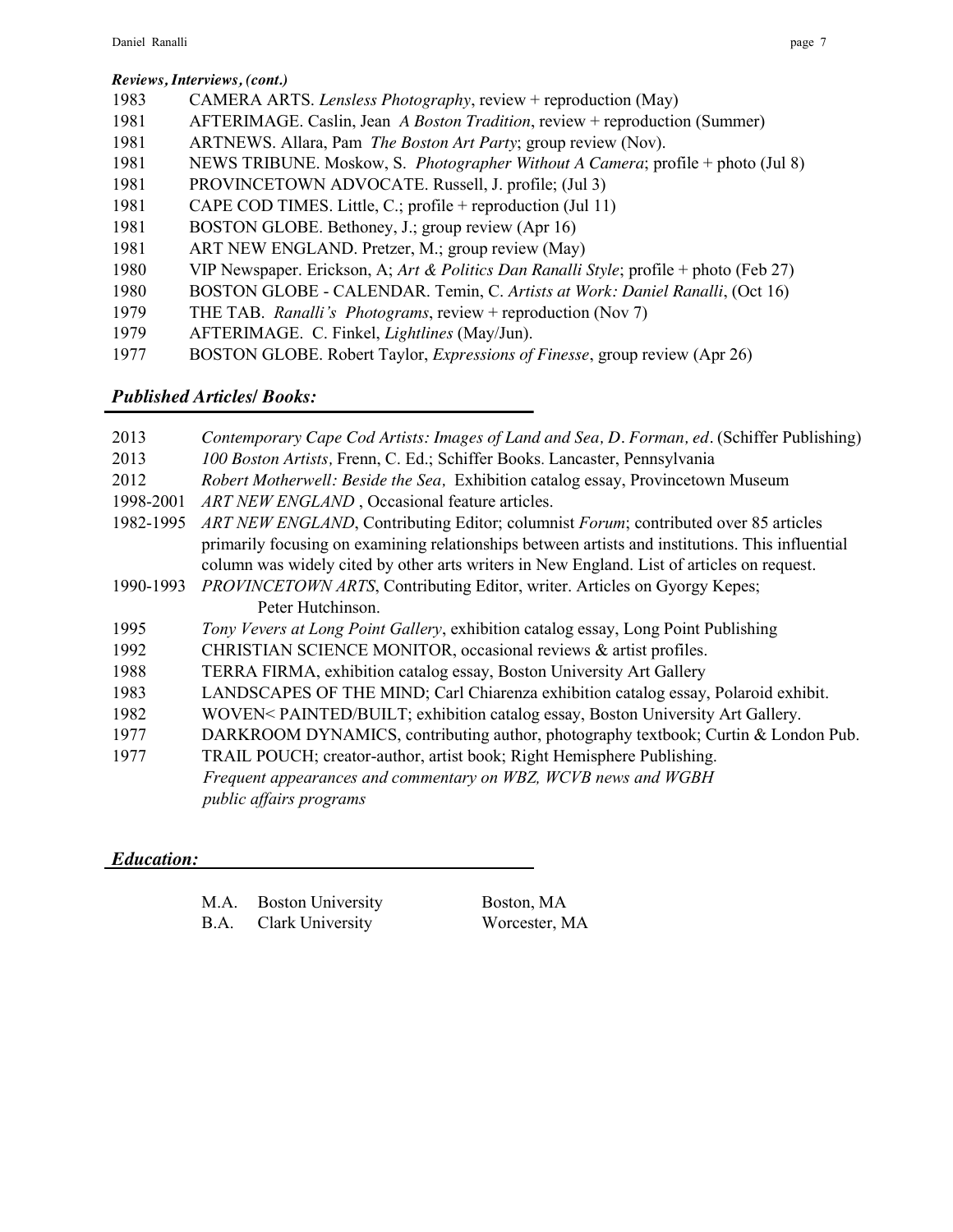***Reviews, Interviews, (cont.)***

| | |
|---|---|
| 1983 | CAMERA ARTS. *Lensless Photography*, review + reproduction (May) |
| 1981 | AFTERIMAGE. Caslin, Jean *A Boston Tradition*, review + reproduction (Summer) |
| 1981 | ARTNEWS. Allara, Pam *The Boston Art Party*; group review (Nov). |
| 1981 | NEWS TRIBUNE. Moskow, S. *Photographer Without A Camera*; profile + photo (Jul 8) |
| 1981 | PROVINCETOWN ADVOCATE. Russell, J. profile; (Jul 3) |
| 1981 | CAPE COD TIMES. Little, C.; profile + reproduction (Jul 11) |
| 1981 | BOSTON GLOBE. Bethoney, J.; group review (Apr 16) |
| 1981 | ART NEW ENGLAND. Pretzer, M.; group review (May) |
| 1980 | VIP Newspaper. Erickson, A; *Art & Politics Dan Ranalli Style*; profile + photo (Feb 27) |
| 1980 | BOSTON GLOBE - CALENDAR. Temin, C. *Artists at Work: Daniel Ranalli*, (Oct 16) |
| 1979 | THE TAB. *Ranalli's Photograms*, review + reproduction (Nov 7) |
| 1979 | AFTERIMAGE. C. Finkel, *Lightlines* (May/Jun). |
| 1977 | BOSTON GLOBE. Robert Taylor, *Expressions of Finesse*, group review (Apr 26) |

## ***Published Articles/ Books:***

| | |
|---|---|
| 2013 | *Contemporary Cape Cod Artists: Images of Land and Sea, D. Forman, ed*. (Schiffer Publishing) |
| 2013 | *100 Boston Artists,* Frenn, C. Ed.; Schiffer Books. Lancaster, Pennsylvania |
| 2012 | *Robert Motherwell: Beside the Sea,* Exhibition catalog essay, Provincetown Museum |
| 1998-2001 | *ART NEW ENGLAND* , Occasional feature articles. |
| 1982-1995 | *ART NEW ENGLAND*, Contributing Editor; columnist *Forum*; contributed over 85 articles primarily focusing on examining relationships between artists and institutions. This influential column was widely cited by other arts writers in New England. List of articles on request. |
| 1990-1993 | *PROVINCETOWN ARTS*, Contributing Editor, writer. Articles on Gyorgy Kepes; Peter Hutchinson. |
| 1995 | *Tony Vevers at Long Point Gallery*, exhibition catalog essay, Long Point Publishing |
| 1992 | CHRISTIAN SCIENCE MONITOR, occasional reviews & artist profiles. |
| 1988 | TERRA FIRMA, exhibition catalog essay, Boston University Art Gallery |
| 1983 | LANDSCAPES OF THE MIND; Carl Chiarenza exhibition catalog essay, Polaroid exhibit. |
| 1982 | WOVEN< PAINTED/BUILT; exhibition catalog essay, Boston University Art Gallery. |
| 1977 | DARKROOM DYNAMICS, contributing author, photography textbook; Curtin & London Pub. |
| 1977 | TRAIL POUCH; creator-author, artist book; Right Hemisphere Publishing. |

*Frequent appearances and commentary on WBZ, WCVB news and WGBH public affairs programs*

## ***Education:***

| | | |
|---|---|---|
| M.A. | Boston University | Boston, MA |
| B.A. | Clark University | Worcester, MA |